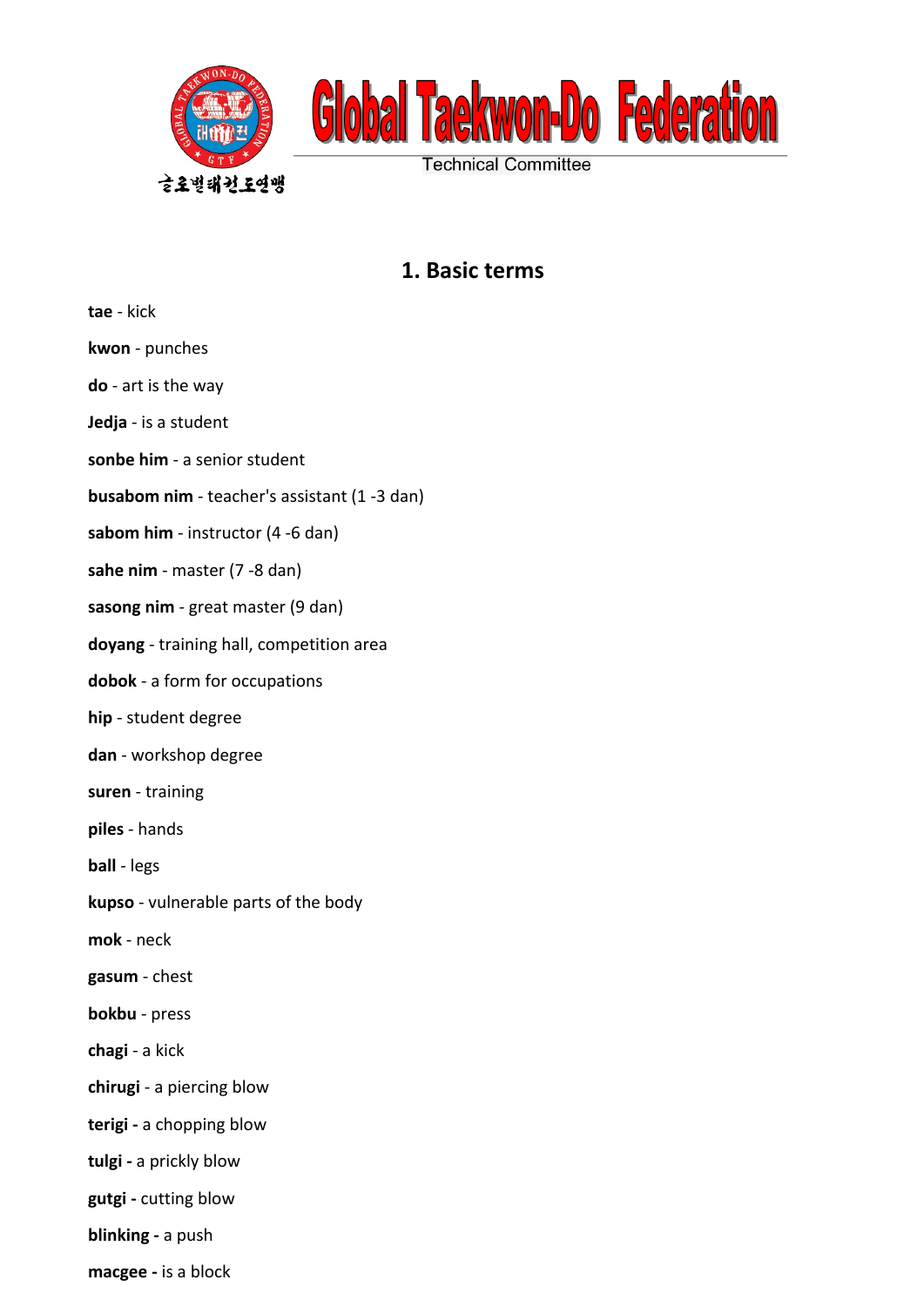Global Taekwon-Do Federation

Technical Committee

# 1. Basic terms

**tae** - kick

**kwon** - punches

**do** - art is the way

**Jedja** - is a student

**sonbe him** - a senior student

**busabom nim** - teacher's assistant (1 -3 dan)

**sabom him** - instructor (4 -6 dan)

**sahe nim** - master (7 -8 dan)

**sasong nim** - great master (9 dan)

**doyang** - training hall, competition area

**dobok** - a form for occupations

**hip** - student degree

**dan** - workshop degree

**suren** - training

**piles** - hands

**ball** - legs

**kupso** - vulnerable parts of the body

**mok** - neck

**gasum** - chest

**bokbu** - press

**chagi** - a kick

**chirugi** - a piercing blow

**terigi -** a chopping blow

**tulgi -** a prickly blow

**gutgi -** cutting blow

**blinking -** a push

**macgee -** is a block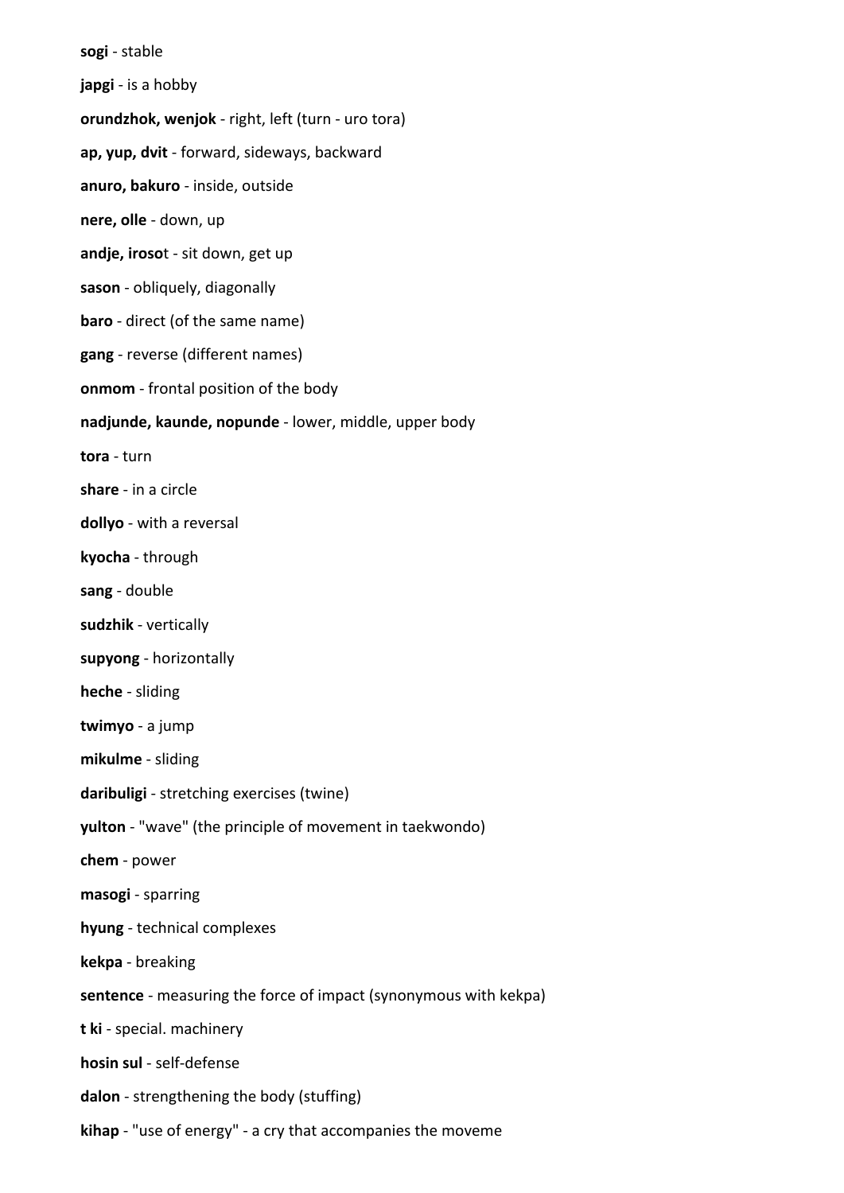**sogi** - stable

**japgi** - is a hobby

**orundzhok, wenjok** - right, left (turn - uro tora)

**ap, yup, dvit** - forward, sideways, backward

**anuro, bakuro** - inside, outside

**nere, olle** - down, up

**andje, iroso**t - sit down, get up

**sason** - obliquely, diagonally

**baro** - direct (of the same name)

**gang** - reverse (different names)

**onmom** - frontal position of the body

**nadjunde, kaunde, nopunde** - lower, middle, upper body

**tora** - turn

**share** - in a circle

**dollyo** - with a reversal

**kyocha** - through

**sang** - double

**sudzhik** - vertically

**supyong** - horizontally

**heche** - sliding

**twimyo** - a jump

**mikulme** - sliding

**daribuligi** - stretching exercises (twine)

**yulton** - "wave" (the principle of movement in taekwondo)

**chem** - power

**masogi** - sparring

**hyung** - technical complexes

**kekpa** - breaking

**sentence** - measuring the force of impact (synonymous with kekpa)

**t ki** - special. machinery

**hosin sul** - self-defense

**dalon** - strengthening the body (stuffing)

**kihap** - "use of energy" - a cry that accompanies the moveme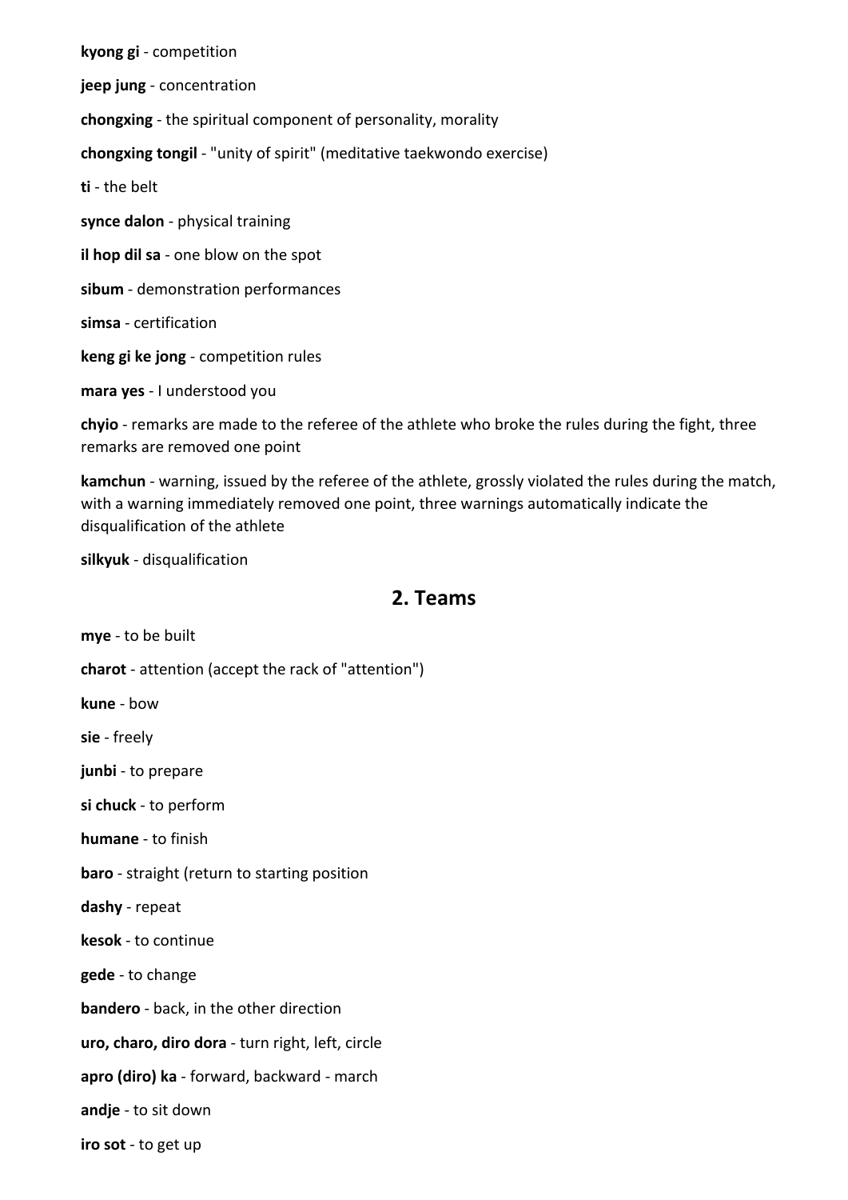**kyong gi** - competition

**jeep jung** - concentration

**chongxing** - the spiritual component of personality, morality

**chongxing tongil** - "unity of spirit" (meditative taekwondo exercise)

**ti** - the belt

**synce dalon** - physical training

**il hop dil sa** - one blow on the spot

**sibum** - demonstration performances

**simsa** - certification

**keng gi ke jong** - competition rules

**mara yes** - I understood you

**chyio** - remarks are made to the referee of the athlete who broke the rules during the fight, three remarks are removed one point

**kamchun** - warning, issued by the referee of the athlete, grossly violated the rules during the match, with a warning immediately removed one point, three warnings automatically indicate the disqualification of the athlete

**silkyuk** - disqualification

## 2. Teams

**mye** - to be built

**charot** - attention (accept the rack of "attention")

**kune** - bow

**sie** - freely

**junbi** - to prepare

**si chuck** - to perform

**humane** - to finish

**baro** - straight (return to starting position

**dashy** - repeat

**kesok** - to continue

**gede** - to change

**bandero** - back, in the other direction

**uro, charo, diro dora** - turn right, left, circle

**apro (diro) ka** - forward, backward - march

**andje** - to sit down

**iro sot** - to get up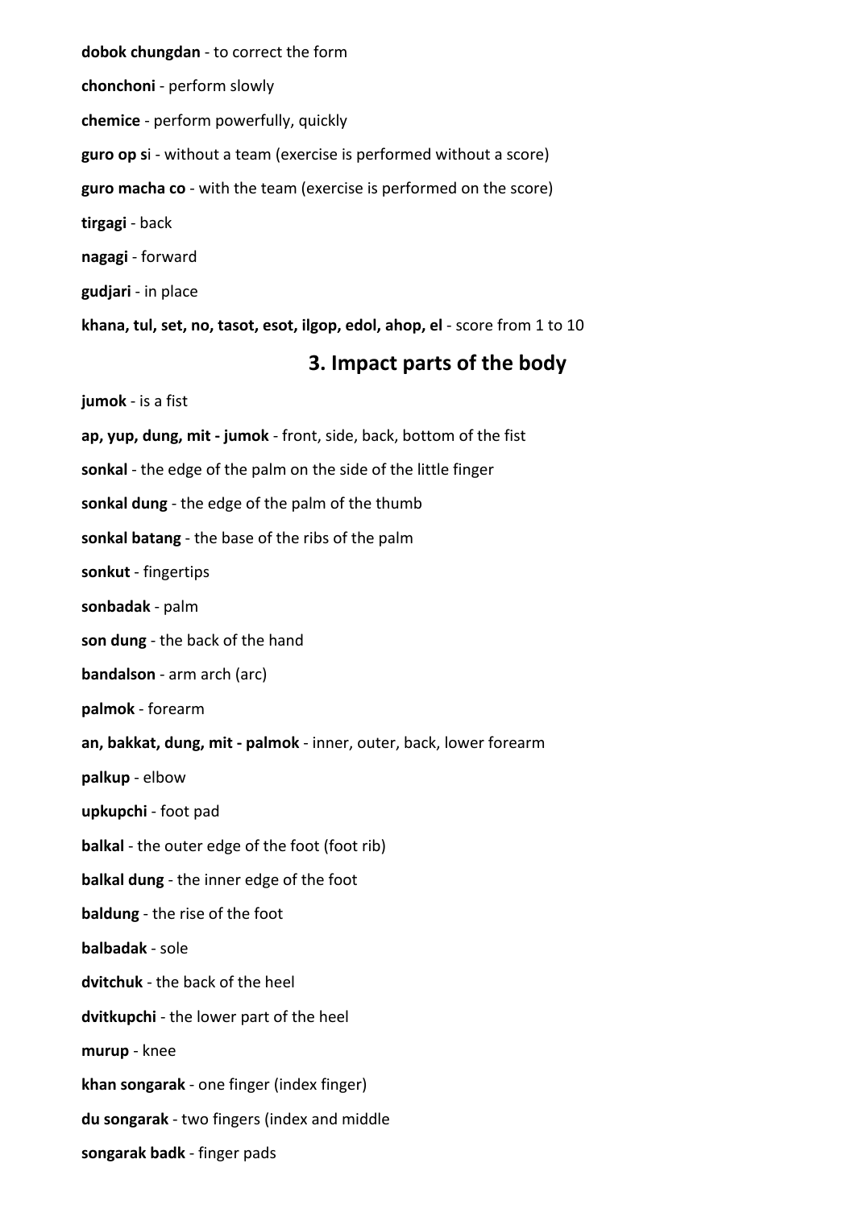**dobok chungdan** - to correct the form

**chonchoni** - perform slowly

**chemice** - perform powerfully, quickly

**guro op s**i - without a team (exercise is performed without a score)

**guro macha co** - with the team (exercise is performed on the score)

**tirgagi** - back

**nagagi** - forward

**gudjari** - in place

**khana, tul, set, no, tasot, esot, ilgop, edol, ahop, el** - score from 1 to 10

## 3. Impact parts of the body

**jumok** - is a fist

**ap, yup, dung, mit - jumok** - front, side, back, bottom of the fist

**sonkal** - the edge of the palm on the side of the little finger

**sonkal dung** - the edge of the palm of the thumb

**sonkal batang** - the base of the ribs of the palm

**sonkut** - fingertips

**sonbadak** - palm

**son dung** - the back of the hand

**bandalson** - arm arch (arc)

**palmok** - forearm

**an, bakkat, dung, mit - palmok** - inner, outer, back, lower forearm

**palkup** - elbow

**upkupchi** - foot pad

**balkal** - the outer edge of the foot (foot rib)

**balkal dung** - the inner edge of the foot

**baldung** - the rise of the foot

**balbadak** - sole

**dvitchuk** - the back of the heel

**dvitkupchi** - the lower part of the heel

**murup** - knee

**khan songarak** - one finger (index finger)

**du songarak** - two fingers (index and middle

**songarak badk** - finger pads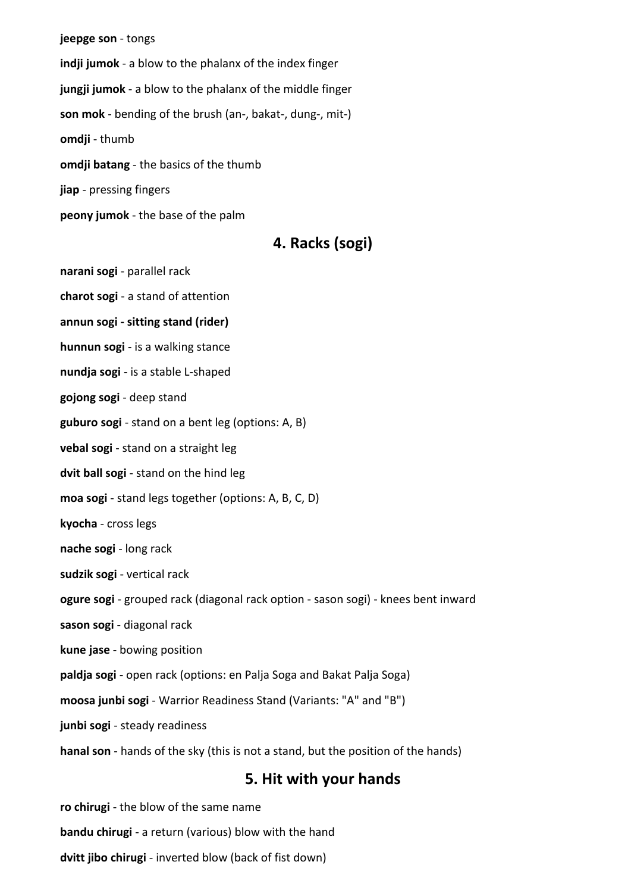**jeepge son** - tongs

**indji jumok** - a blow to the phalanx of the index finger

**jungji jumok** - a blow to the phalanx of the middle finger

**son mok** - bending of the brush (an-, bakat-, dung-, mit-)

**omdji** - thumb

**omdji batang** - the basics of the thumb

**jiap** - pressing fingers

**peony jumok** - the base of the palm

## 4. Racks (sogi)

**narani sogi** - parallel rack

**charot sogi** - a stand of attention

**annun sogi - sitting stand (rider)**

**hunnun sogi** - is a walking stance

**nundja sogi** - is a stable L-shaped

**gojong sogi** - deep stand

**guburo sogi** - stand on a bent leg (options: A, B)

**vebal sogi** - stand on a straight leg

**dvit ball sogi** - stand on the hind leg

**moa sogi** - stand legs together (options: A, B, C, D)

**kyocha** - cross legs

**nache sogi** - long rack

**sudzik sogi** - vertical rack

**ogure sogi** - grouped rack (diagonal rack option - sason sogi) - knees bent inward

**sason sogi** - diagonal rack

**kune jase** - bowing position

**paldja sogi** - open rack (options: en Palja Soga and Bakat Palja Soga)

**moosa junbi sogi** - Warrior Readiness Stand (Variants: "A" and "B")

**junbi sogi** - steady readiness

**hanal son** - hands of the sky (this is not a stand, but the position of the hands)

## 5. Hit with your hands

**ro chirugi** - the blow of the same name

**bandu chirugi** - a return (various) blow with the hand

**dvitt jibo chirugi** - inverted blow (back of fist down)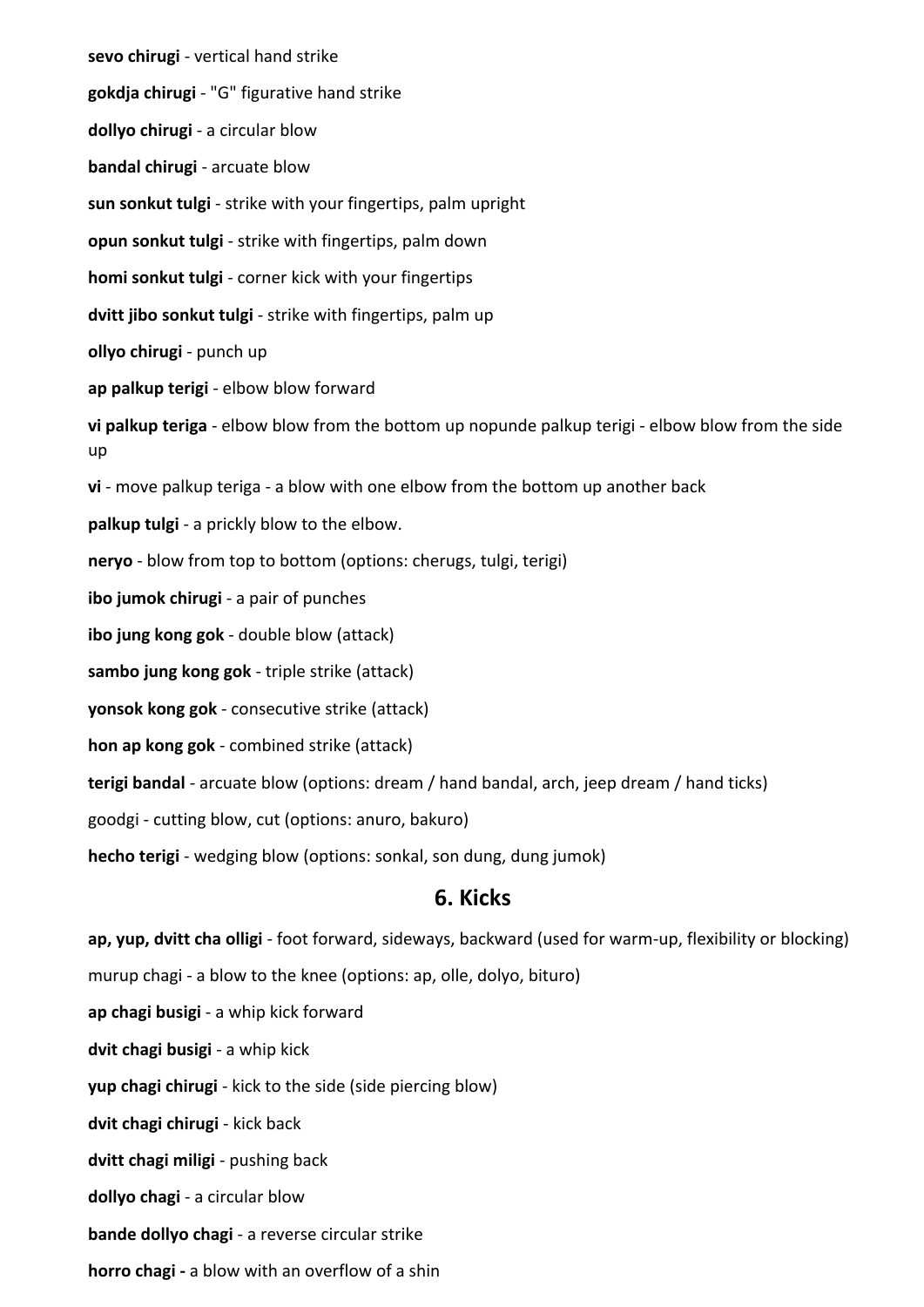**sevo chirugi** - vertical hand strike

**gokdja chirugi** - "G" figurative hand strike

**dollyo chirugi** - a circular blow

**bandal chirugi** - arcuate blow

**sun sonkut tulgi** - strike with your fingertips, palm upright

**opun sonkut tulgi** - strike with fingertips, palm down

**homi sonkut tulgi** - corner kick with your fingertips

**dvitt jibo sonkut tulgi** - strike with fingertips, palm up

**ollyo chirugi** - punch up

**ap palkup terigi** - elbow blow forward

**vi palkup teriga** - elbow blow from the bottom up nopunde palkup terigi - elbow blow from the side up

**vi** - move palkup teriga - a blow with one elbow from the bottom up another back

**palkup tulgi** - a prickly blow to the elbow.

**neryo** - blow from top to bottom (options: cherugs, tulgi, terigi)

**ibo jumok chirugi** - a pair of punches

**ibo jung kong gok** - double blow (attack)

**sambo jung kong gok** - triple strike (attack)

**yonsok kong gok** - consecutive strike (attack)

**hon ap kong gok** - combined strike (attack)

**terigi bandal** - arcuate blow (options: dream / hand bandal, arch, jeep dream / hand ticks)

goodgi - cutting blow, cut (options: anuro, bakuro)

**hecho terigi** - wedging blow (options: sonkal, son dung, dung jumok)

## 6. Kicks

**ap, yup, dvitt cha olligi** - foot forward, sideways, backward (used for warm-up, flexibility or blocking)

murup chagi - a blow to the knee (options: ap, olle, dolyo, bituro)

**ap chagi busigi** - a whip kick forward

**dvit chagi busigi** - a whip kick

**yup chagi chirugi** - kick to the side (side piercing blow)

**dvit chagi chirugi** - kick back

**dvitt chagi miligi** - pushing back

**dollyo chagi** - a circular blow

**bande dollyo chagi** - a reverse circular strike

**horro chagi -** a blow with an overflow of a shin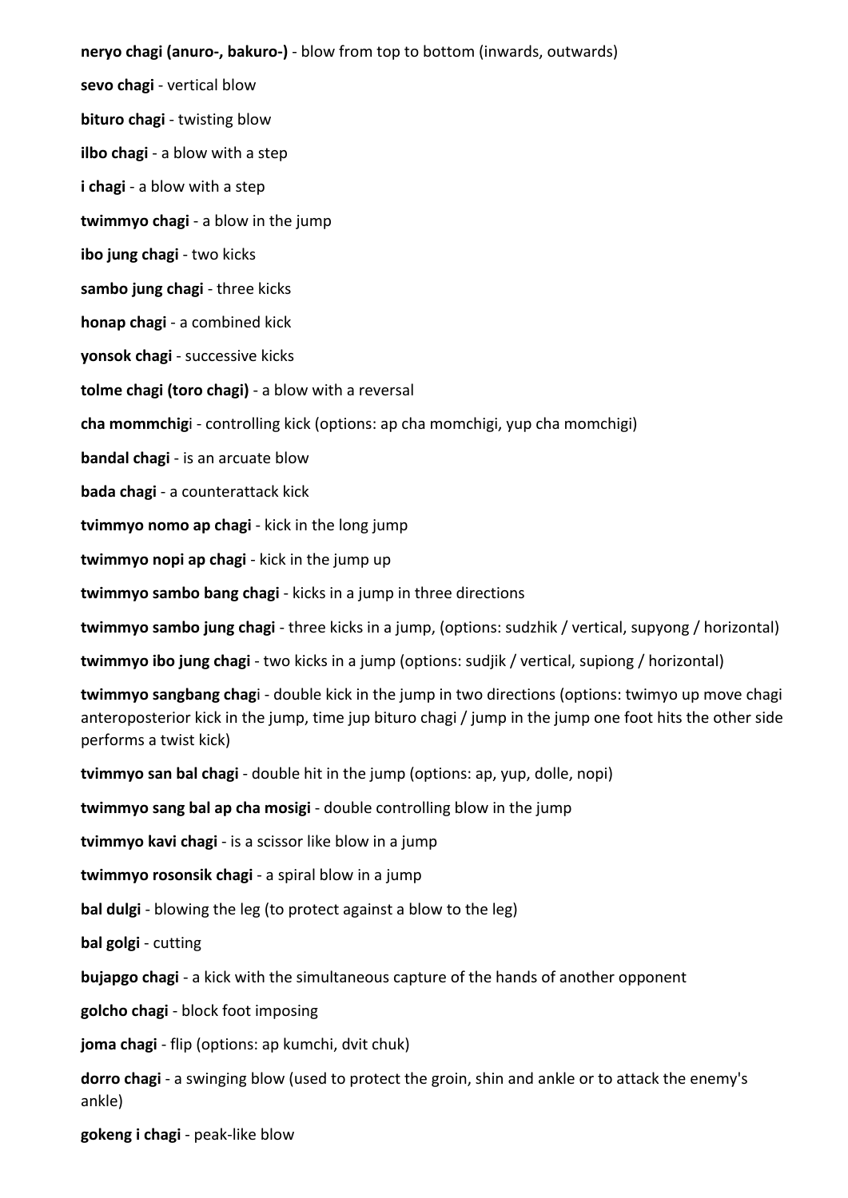**neryo chagi (anuro-, bakuro-)** - blow from top to bottom (inwards, outwards)

**sevo chagi** - vertical blow

**bituro chagi** - twisting blow

**ilbo chagi** - a blow with a step

**i chagi** - a blow with a step

**twimmyo chagi** - a blow in the jump

**ibo jung chagi** - two kicks

**sambo jung chagi** - three kicks

**honap chagi** - a combined kick

**yonsok chagi** - successive kicks

**tolme chagi (toro chagi)** - a blow with a reversal

**cha mommchig**i - controlling kick (options: ap cha momchigi, yup cha momchigi)

**bandal chagi** - is an arcuate blow

**bada chagi** - a counterattack kick

**tvimmyo nomo ap chagi** - kick in the long jump

**twimmyo nopi ap chagi** - kick in the jump up

**twimmyo sambo bang chagi** - kicks in a jump in three directions

**twimmyo sambo jung chagi** - three kicks in a jump, (options: sudzhik / vertical, supyong / horizontal)

**twimmyo ibo jung chagi** - two kicks in a jump (options: sudjik / vertical, supiong / horizontal)

**twimmyo sangbang chag**i - double kick in the jump in two directions (options: twimyo up move chagi anteroposterior kick in the jump, time jup bituro chagi / jump in the jump one foot hits the other side performs a twist kick)

**tvimmyo san bal chagi** - double hit in the jump (options: ap, yup, dolle, nopi)

**twimmyo sang bal ap cha mosigi** - double controlling blow in the jump

**tvimmyo kavi chagi** - is a scissor like blow in a jump

**twimmyo rosonsik chagi** - a spiral blow in a jump

**bal dulgi** - blowing the leg (to protect against a blow to the leg)

**bal golgi** - cutting

**bujapgo chagi** - a kick with the simultaneous capture of the hands of another opponent

**golcho chagi** - block foot imposing

**joma chagi** - flip (options: ap kumchi, dvit chuk)

**dorro chagi** - a swinging blow (used to protect the groin, shin and ankle or to attack the enemy's ankle)

**gokeng i chagi** - peak-like blow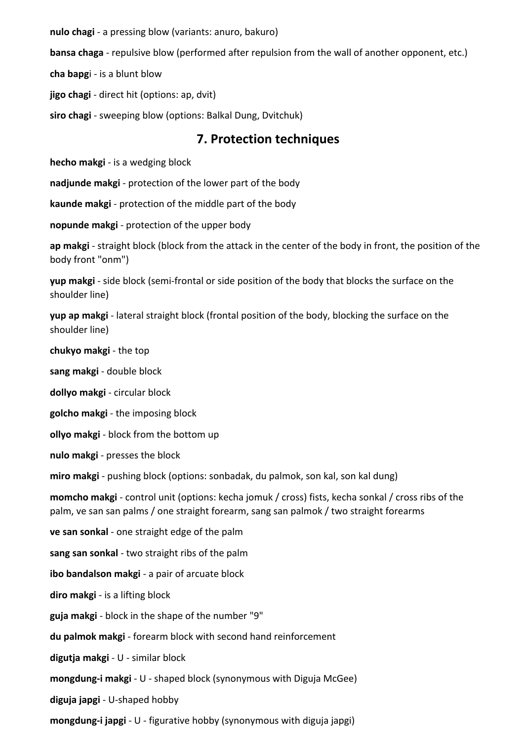**nulo chagi** - a pressing blow (variants: anuro, bakuro)

**bansa chaga** - repulsive blow (performed after repulsion from the wall of another opponent, etc.)

**cha bapg**i - is a blunt blow

**jigo chagi** - direct hit (options: ap, dvit)

**siro chagi** - sweeping blow (options: Balkal Dung, Dvitchuk)

## 7. Protection techniques

**hecho makgi** - is a wedging block

**nadjunde makgi** - protection of the lower part of the body

**kaunde makgi** - protection of the middle part of the body

**nopunde makgi** - protection of the upper body

**ap makgi** - straight block (block from the attack in the center of the body in front, the position of the body front "onm")

**yup makgi** - side block (semi-frontal or side position of the body that blocks the surface on the shoulder line)

**yup ap makgi** - lateral straight block (frontal position of the body, blocking the surface on the shoulder line)

**chukyo makgi** - the top

**sang makgi** - double block

**dollyo makgi** - circular block

**golcho makgi** - the imposing block

**ollyo makgi** - block from the bottom up

**nulo makgi** - presses the block

**miro makgi** - pushing block (options: sonbadak, du palmok, son kal, son kal dung)

**momcho makgi** - control unit (options: kecha jomuk / cross) fists, kecha sonkal / cross ribs of the palm, ve san san palms / one straight forearm, sang san palmok / two straight forearms

**ve san sonkal** - one straight edge of the palm

**sang san sonkal** - two straight ribs of the palm

**ibo bandalson makgi** - a pair of arcuate block

**diro makgi** - is a lifting block

**guja makgi** - block in the shape of the number "9"

**du palmok makgi** - forearm block with second hand reinforcement

**digutja makgi** - U - similar block

**mongdung-i makgi** - U - shaped block (synonymous with Diguja McGee)

**diguja japgi** - U-shaped hobby

**mongdung-i japgi** - U - figurative hobby (synonymous with diguja japgi)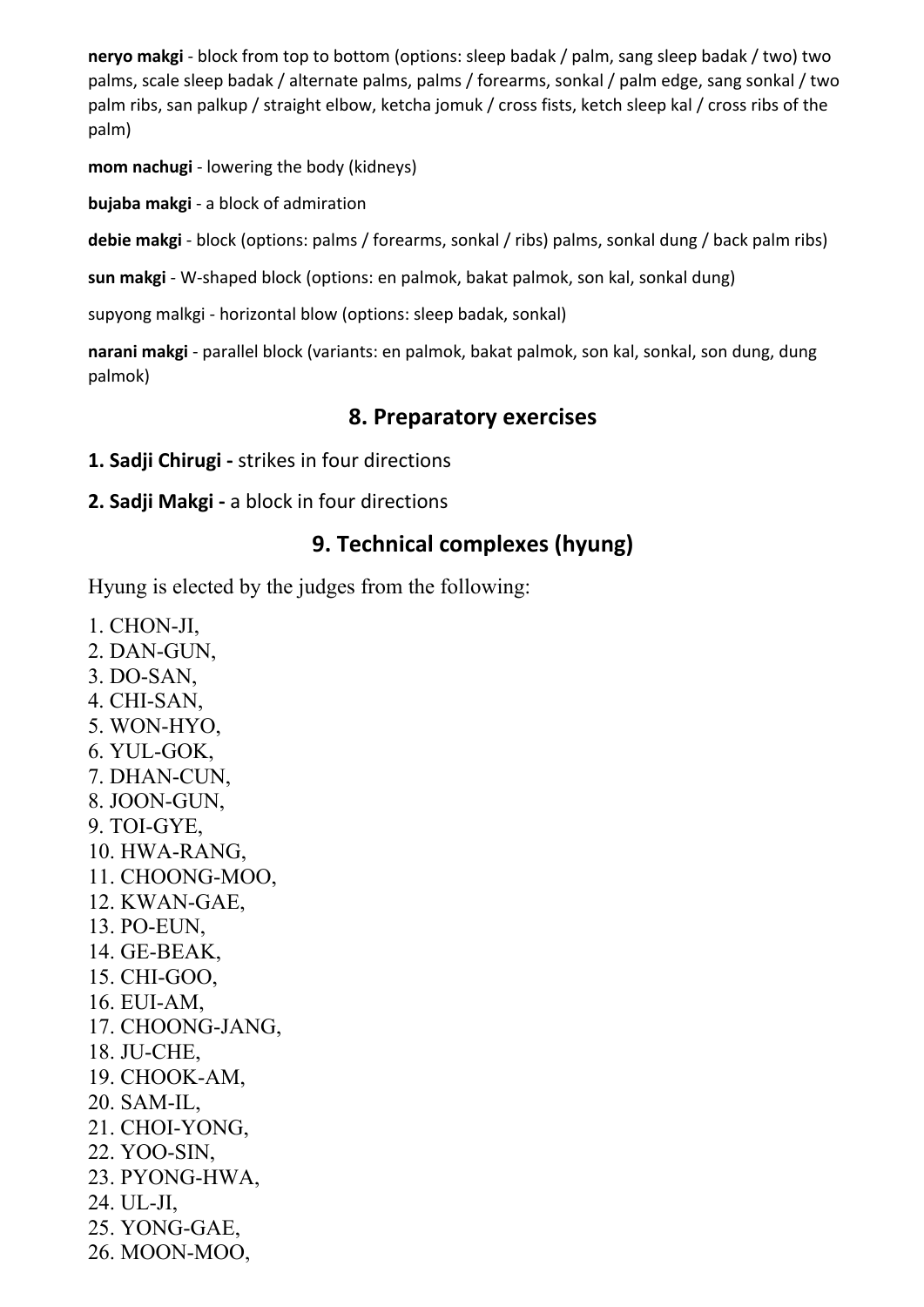**neryo makgi** - block from top to bottom (options: sleep badak / palm, sang sleep badak / two) two palms, scale sleep badak / alternate palms, palms / forearms, sonkal / palm edge, sang sonkal / two palm ribs, san palkup / straight elbow, ketcha jomuk / cross fists, ketch sleep kal / cross ribs of the palm)

**mom nachugi** - lowering the body (kidneys)

**bujaba makgi** - a block of admiration

**debie makgi** - block (options: palms / forearms, sonkal / ribs) palms, sonkal dung / back palm ribs)

**sun makgi** - W-shaped block (options: en palmok, bakat palmok, son kal, sonkal dung)

supyong malkgi - horizontal blow (options: sleep badak, sonkal)

**narani makgi** - parallel block (variants: en palmok, bakat palmok, son kal, sonkal, son dung, dung palmok)

## 8. Preparatory exercises

**1. Sadji Chirugi -** strikes in four directions

**2. Sadji Makgi -** a block in four directions

## 9. Technical complexes (hyung)

Hyung is elected by the judges from the following:

1. CHON-JI,
2. DAN-GUN,
3. DO-SAN,
4. CHI-SAN,
5. WON-HYO,
6. YUL-GOK,
7. DHAN-CUN,
8. JOON-GUN,
9. TOI-GYE,
10. HWA-RANG,
11. CHOONG-MOO,
12. KWAN-GAE,
13. PO-EUN,
14. GE-BEAK,
15. CHI-GOO,
16. EUI-AM,
17. CHOONG-JANG,
18. JU-CHE,
19. CHOOK-AM,
20. SAM-IL,
21. CHOI-YONG,
22. YOO-SIN,
23. PYONG-HWA,
24. UL-JI,
25. YONG-GAE,
26. MOON-MOO,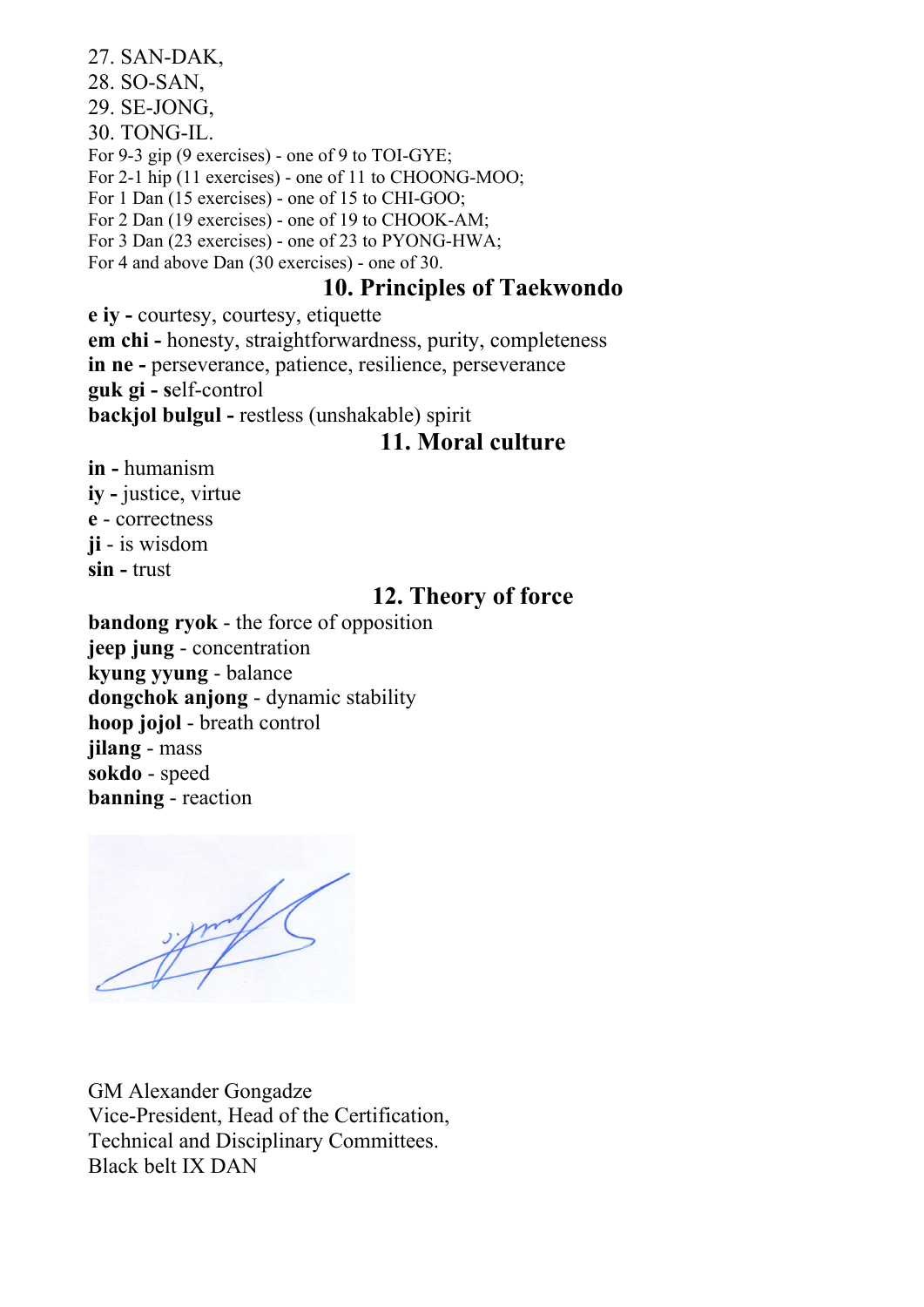27. SAN-DAK,
28. SO-SAN,
29. SE-JONG,
30. TONG-IL.

For 9-3 gip (9 exercises) - one of 9 to TOI-GYE;
For 2-1 hip (11 exercises) - one of 11 to CHOONG-MOO;
For 1 Dan (15 exercises) - one of 15 to CHI-GOO;
For 2 Dan (19 exercises) - one of 19 to CHOOK-AM;
For 3 Dan (23 exercises) - one of 23 to PYONG-HWA;
For 4 and above Dan (30 exercises) - one of 30.

## 10. Principles of Taekwondo

**e iy -** courtesy, courtesy, etiquette
**em chi -** honesty, straightforwardness, purity, completeness
**in ne -** perseverance, patience, resilience, perseverance
**guk gi - s**elf-control
**backjol bulgul -** restless (unshakable) spirit

## 11. Moral culture

**in -** humanism
**iy -** justice, virtue
**e** - correctness
**ji** - is wisdom
**sin -** trust

## 12. Theory of force

**bandong ryok** - the force of opposition
**jeep jung** - concentration
**kyung yyung** - balance
**dongchok anjong** - dynamic stability
**hoop jojol** - breath control
**jilang** - mass
**sokdo** - speed
**banning** - reaction

GM Alexander Gongadze
Vice-President, Head of the Certification,
Technical and Disciplinary Committees.
Black belt IX DAN